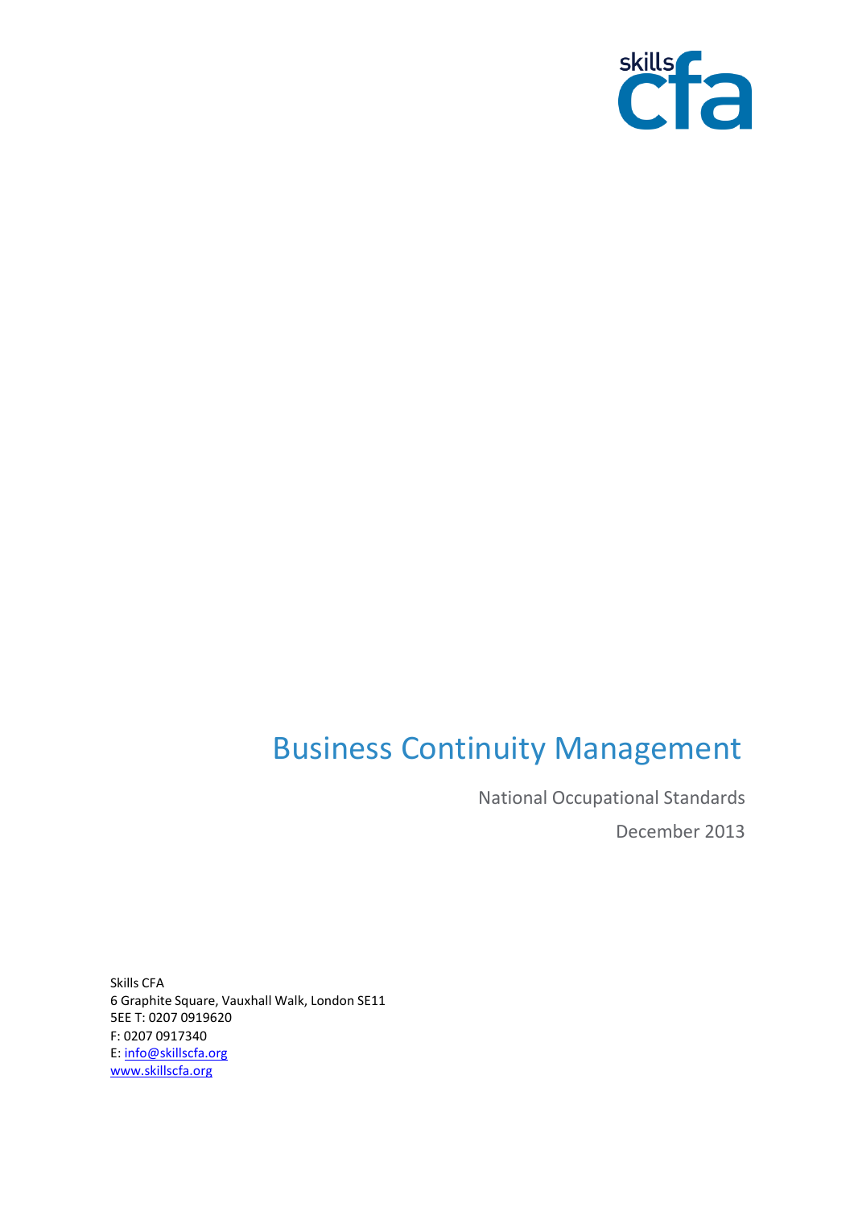skills cfa

# Business Continuity Management

National Occupational Standards

December 2013

Skills CFA  
6 Graphite Square, Vauxhall Walk, London SE11  
5EE T: 0207 0919620  
F: 0207 0917340  
E: [info@skillscfa.org](mailto:info@skillscfa.org)  
[www.skillscfa.org](http://www.skillscfa.org)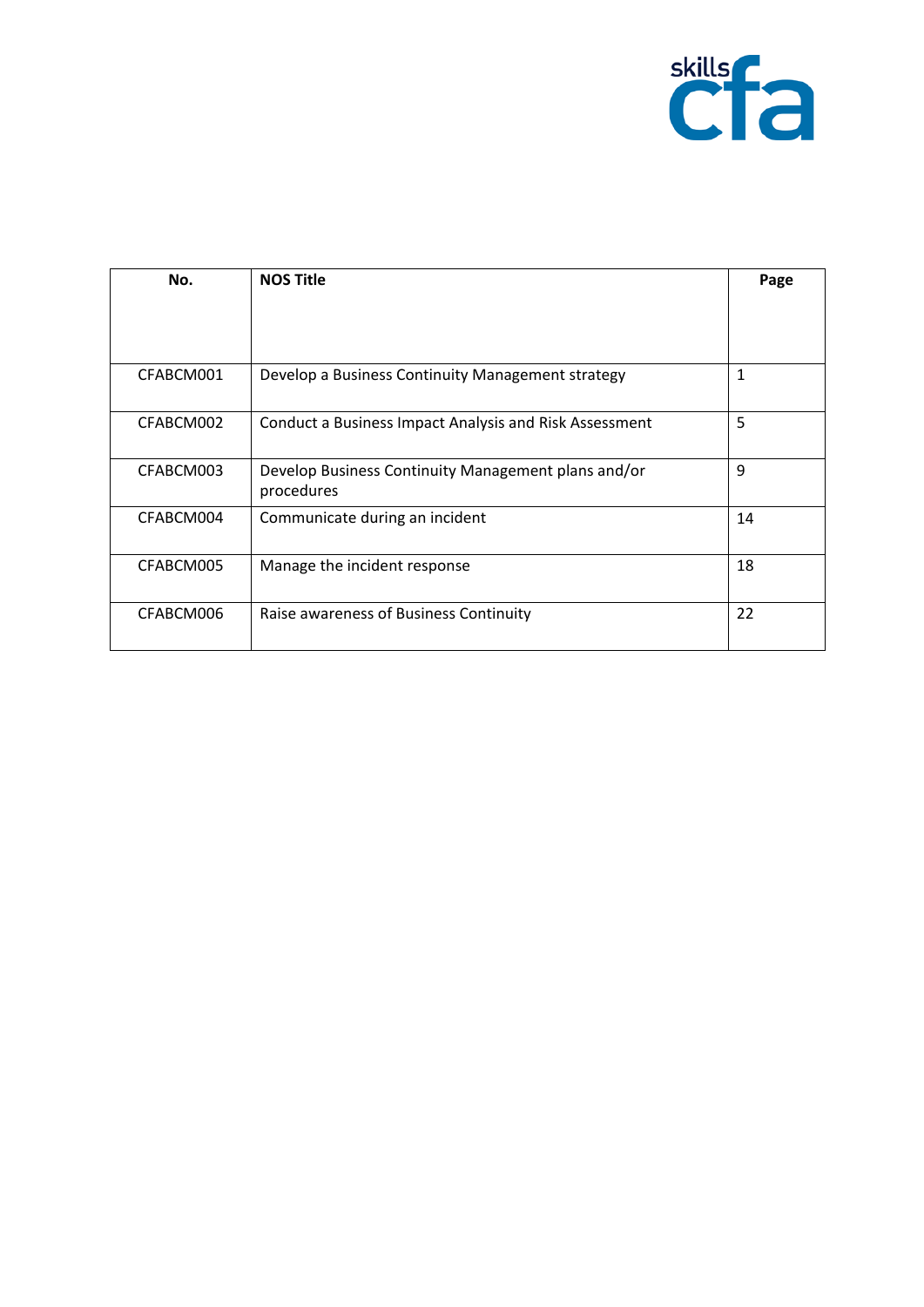| No. | NOS Title | Page |
| --- | --- | --- |
| CFABCM001 | Develop a Business Continuity Management strategy | 1 |
| CFABCM002 | Conduct a Business Impact Analysis and Risk Assessment | 5 |
| CFABCM003 | Develop Business Continuity Management plans and/or procedures | 9 |
| CFABCM004 | Communicate during an incident | 14 |
| CFABCM005 | Manage the incident response | 18 |
| CFABCM006 | Raise awareness of Business Continuity | 22 |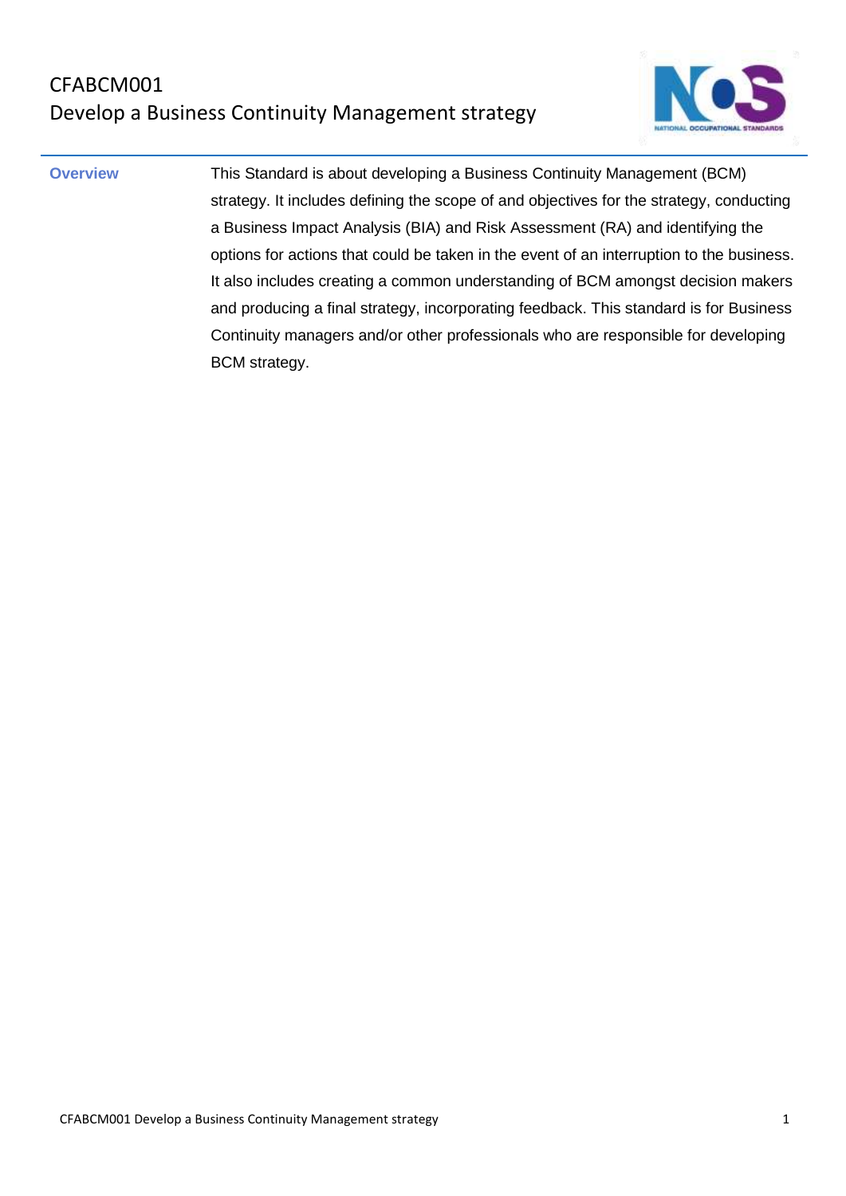# CFABCM001
## Develop a Business Continuity Management strategy

**Overview**

This Standard is about developing a Business Continuity Management (BCM) strategy. It includes defining the scope of and objectives for the strategy, conducting a Business Impact Analysis (BIA) and Risk Assessment (RA) and identifying the options for actions that could be taken in the event of an interruption to the business. It also includes creating a common understanding of BCM amongst decision makers and producing a final strategy, incorporating feedback. This standard is for Business Continuity managers and/or other professionals who are responsible for developing BCM strategy.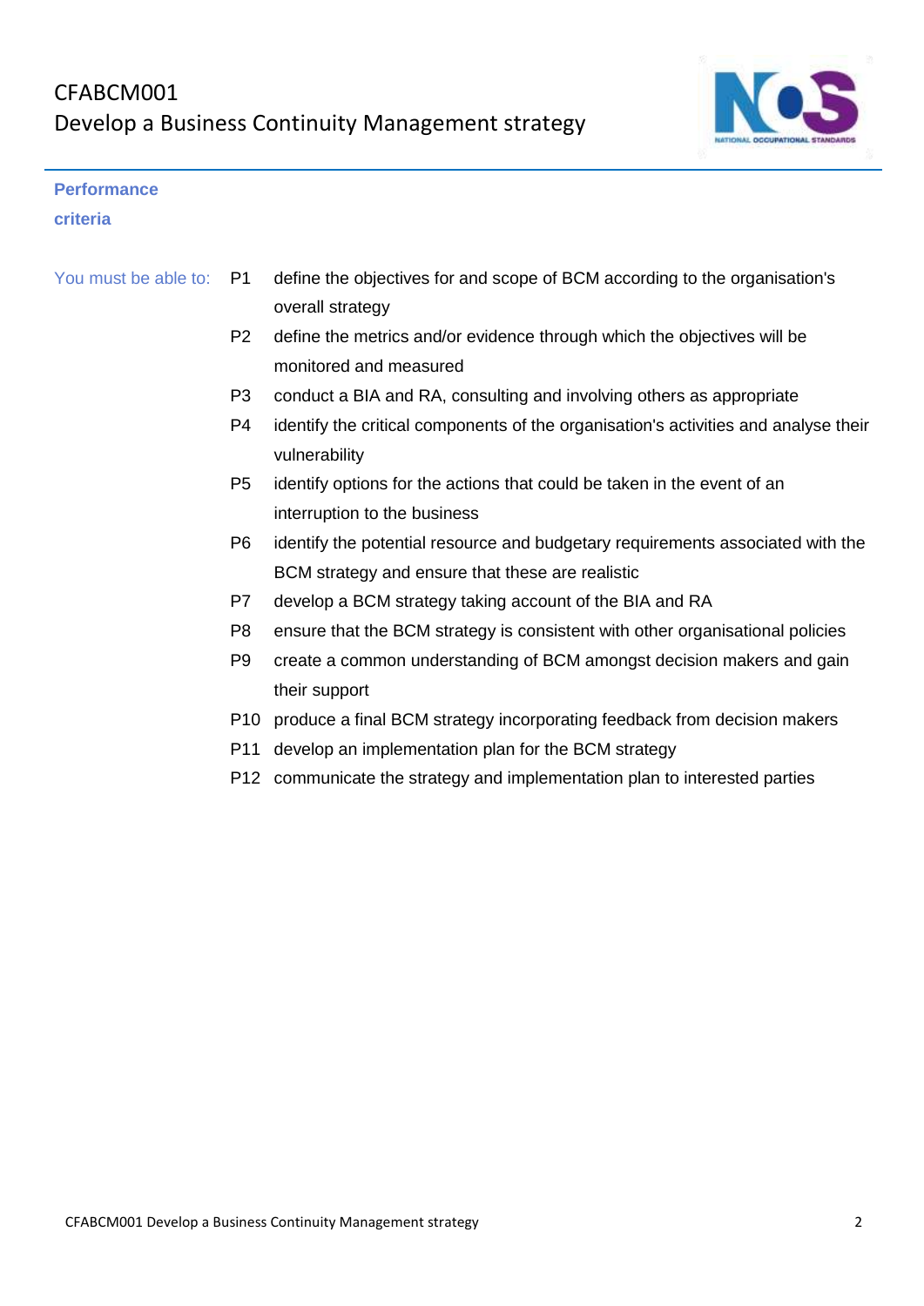## Performance criteria

You must be able to:

| | |
|---|---|
| P1 | define the objectives for and scope of BCM according to the organisation's overall strategy |
| P2 | define the metrics and/or evidence through which the objectives will be monitored and measured |
| P3 | conduct a BIA and RA, consulting and involving others as appropriate |
| P4 | identify the critical components of the organisation's activities and analyse their vulnerability |
| P5 | identify options for the actions that could be taken in the event of an interruption to the business |
| P6 | identify the potential resource and budgetary requirements associated with the BCM strategy and ensure that these are realistic |
| P7 | develop a BCM strategy taking account of the BIA and RA |
| P8 | ensure that the BCM strategy is consistent with other organisational policies |
| P9 | create a common understanding of BCM amongst decision makers and gain their support |
| P10 | produce a final BCM strategy incorporating feedback from decision makers |
| P11 | develop an implementation plan for the BCM strategy |
| P12 | communicate the strategy and implementation plan to interested parties |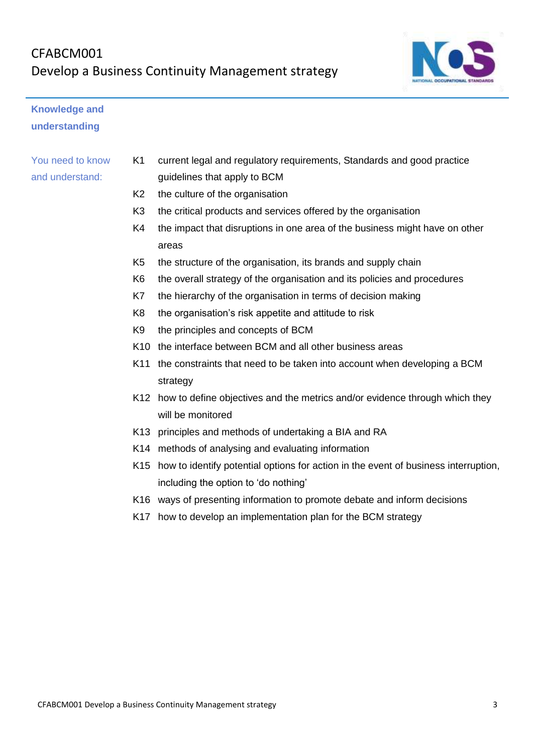## Knowledge and understanding

**You need to know and understand:**

| | |
|---|---|
| K1 | current legal and regulatory requirements, Standards and good practice guidelines that apply to BCM |
| K2 | the culture of the organisation |
| K3 | the critical products and services offered by the organisation |
| K4 | the impact that disruptions in one area of the business might have on other areas |
| K5 | the structure of the organisation, its brands and supply chain |
| K6 | the overall strategy of the organisation and its policies and procedures |
| K7 | the hierarchy of the organisation in terms of decision making |
| K8 | the organisation's risk appetite and attitude to risk |
| K9 | the principles and concepts of BCM |
| K10 | the interface between BCM and all other business areas |
| K11 | the constraints that need to be taken into account when developing a BCM strategy |
| K12 | how to define objectives and the metrics and/or evidence through which they will be monitored |
| K13 | principles and methods of undertaking a BIA and RA |
| K14 | methods of analysing and evaluating information |
| K15 | how to identify potential options for action in the event of business interruption, including the option to 'do nothing' |
| K16 | ways of presenting information to promote debate and inform decisions |
| K17 | how to develop an implementation plan for the BCM strategy |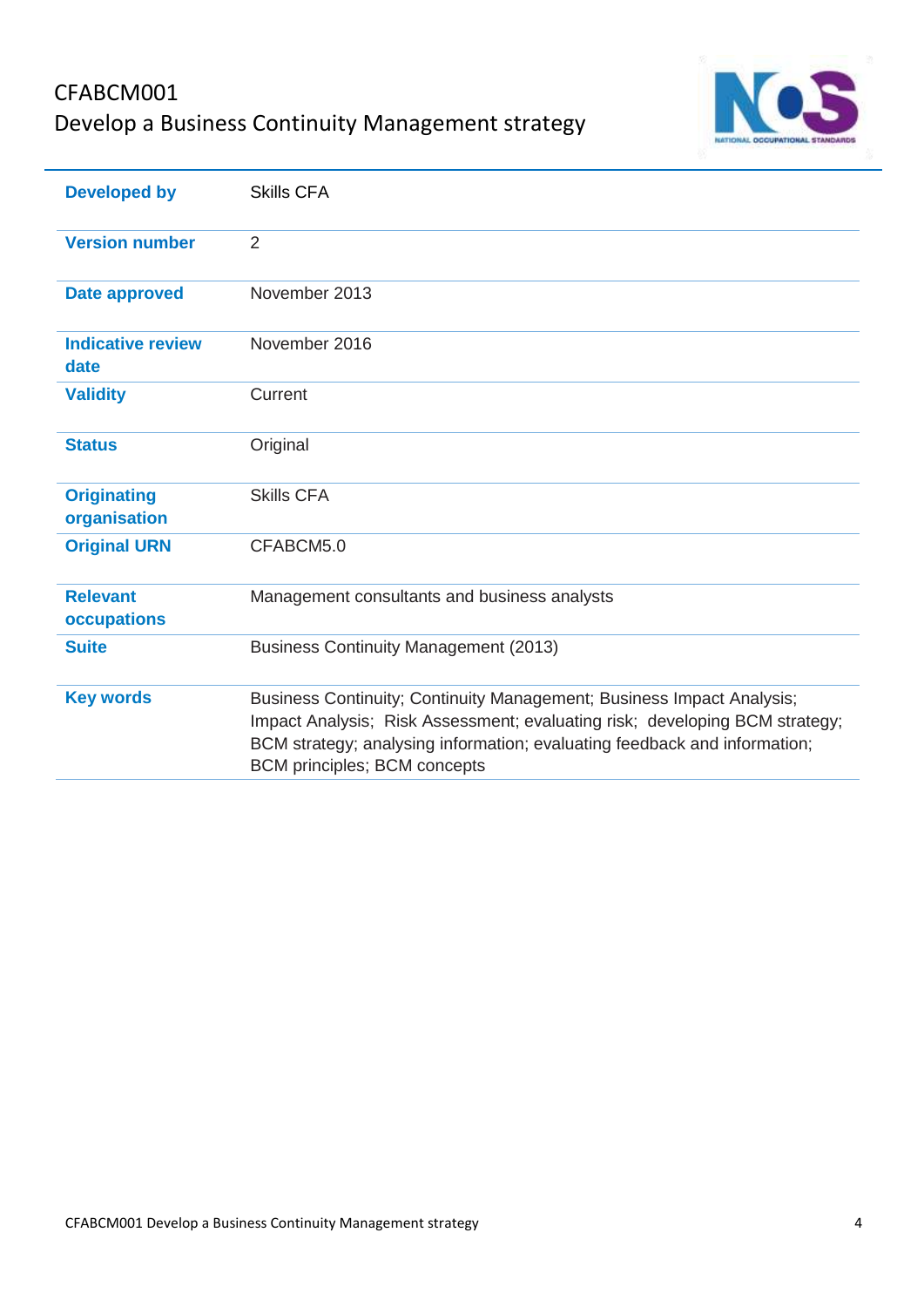# CFABCM001
## Develop a Business Continuity Management strategy

| | |
|---|---|
| **Developed by** | Skills CFA |
| **Version number** | 2 |
| **Date approved** | November 2013 |
| **Indicative review date** | November 2016 |
| **Validity** | Current |
| **Status** | Original |
| **Originating organisation** | Skills CFA |
| **Original URN** | CFABCM5.0 |
| **Relevant occupations** | Management consultants and business analysts |
| **Suite** | Business Continuity Management (2013) |
| **Key words** | Business Continuity; Continuity Management; Business Impact Analysis; Impact Analysis; Risk Assessment; evaluating risk; developing BCM strategy; BCM strategy; analysing information; evaluating feedback and information; BCM principles; BCM concepts |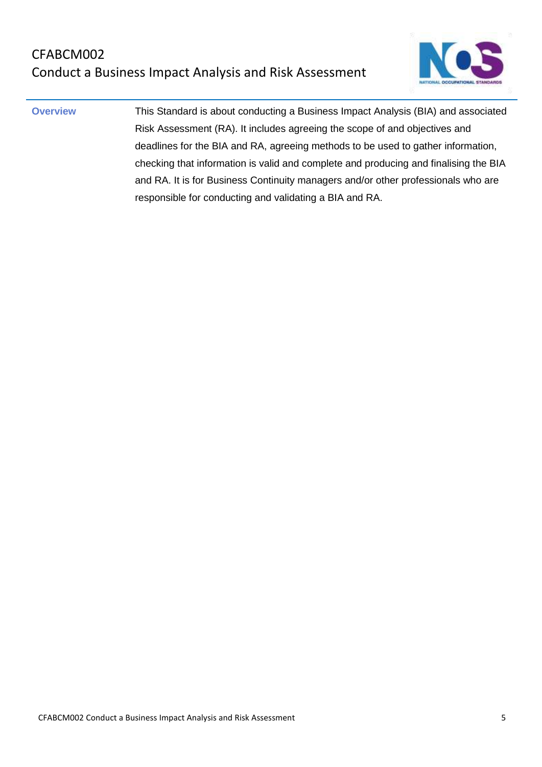# CFABCM002
## Conduct a Business Impact Analysis and Risk Assessment

| | |
|---|---|
| **Overview** | This Standard is about conducting a Business Impact Analysis (BIA) and associated Risk Assessment (RA). It includes agreeing the scope of and objectives and deadlines for the BIA and RA, agreeing methods to be used to gather information, checking that information is valid and complete and producing and finalising the BIA and RA. It is for Business Continuity managers and/or other professionals who are responsible for conducting and validating a BIA and RA. |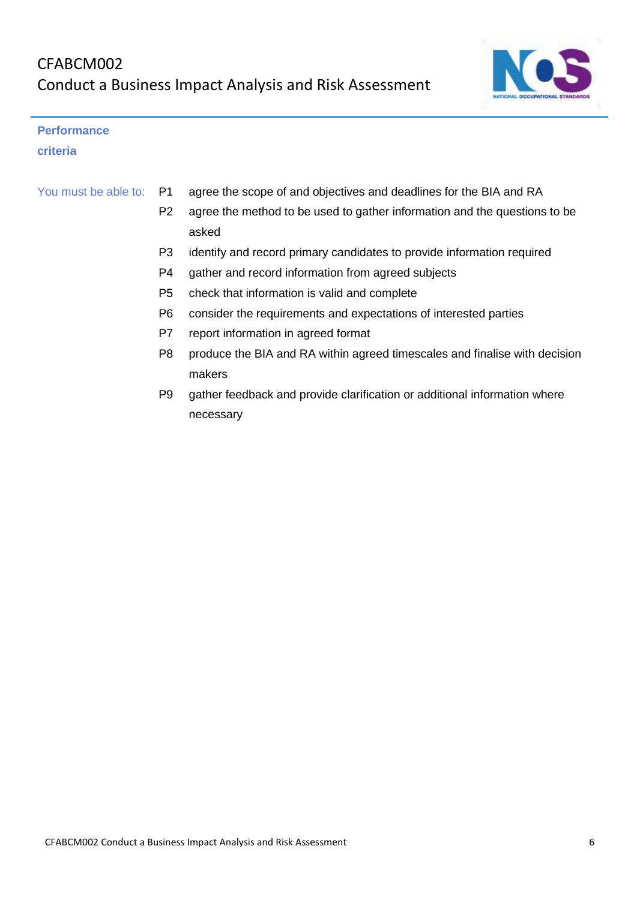## Performance criteria

You must be able to:

| | |
|---|---|
| P1 | agree the scope of and objectives and deadlines for the BIA and RA |
| P2 | agree the method to be used to gather information and the questions to be asked |
| P3 | identify and record primary candidates to provide information required |
| P4 | gather and record information from agreed subjects |
| P5 | check that information is valid and complete |
| P6 | consider the requirements and expectations of interested parties |
| P7 | report information in agreed format |
| P8 | produce the BIA and RA within agreed timescales and finalise with decision makers |
| P9 | gather feedback and provide clarification or additional information where necessary |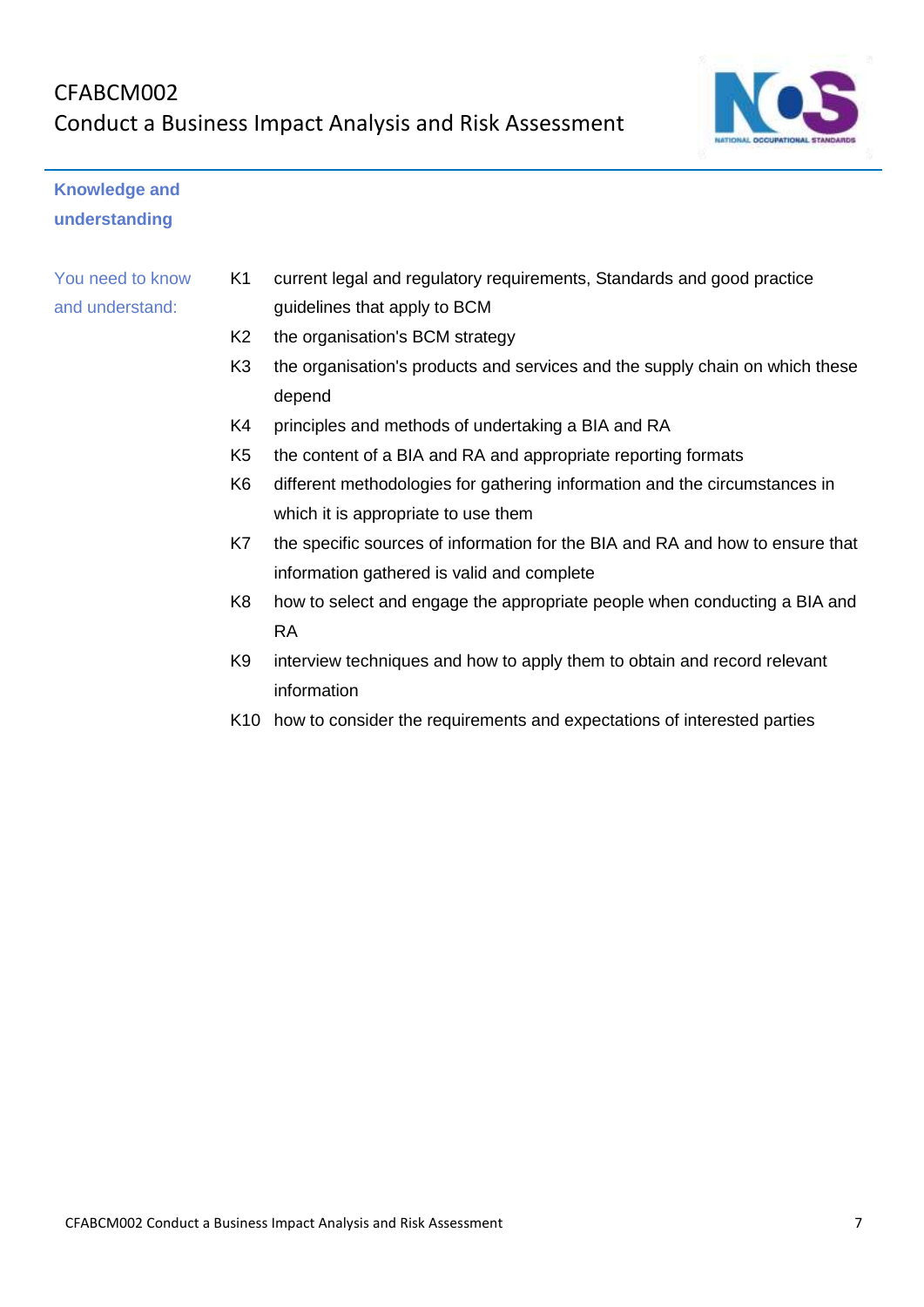## Knowledge and understanding

**You need to know and understand:**

| | |
|---|---|
| K1 | current legal and regulatory requirements, Standards and good practice guidelines that apply to BCM |
| K2 | the organisation's BCM strategy |
| K3 | the organisation's products and services and the supply chain on which these depend |
| K4 | principles and methods of undertaking a BIA and RA |
| K5 | the content of a BIA and RA and appropriate reporting formats |
| K6 | different methodologies for gathering information and the circumstances in which it is appropriate to use them |
| K7 | the specific sources of information for the BIA and RA and how to ensure that information gathered is valid and complete |
| K8 | how to select and engage the appropriate people when conducting a BIA and RA |
| K9 | interview techniques and how to apply them to obtain and record relevant information |
| K10 | how to consider the requirements and expectations of interested parties |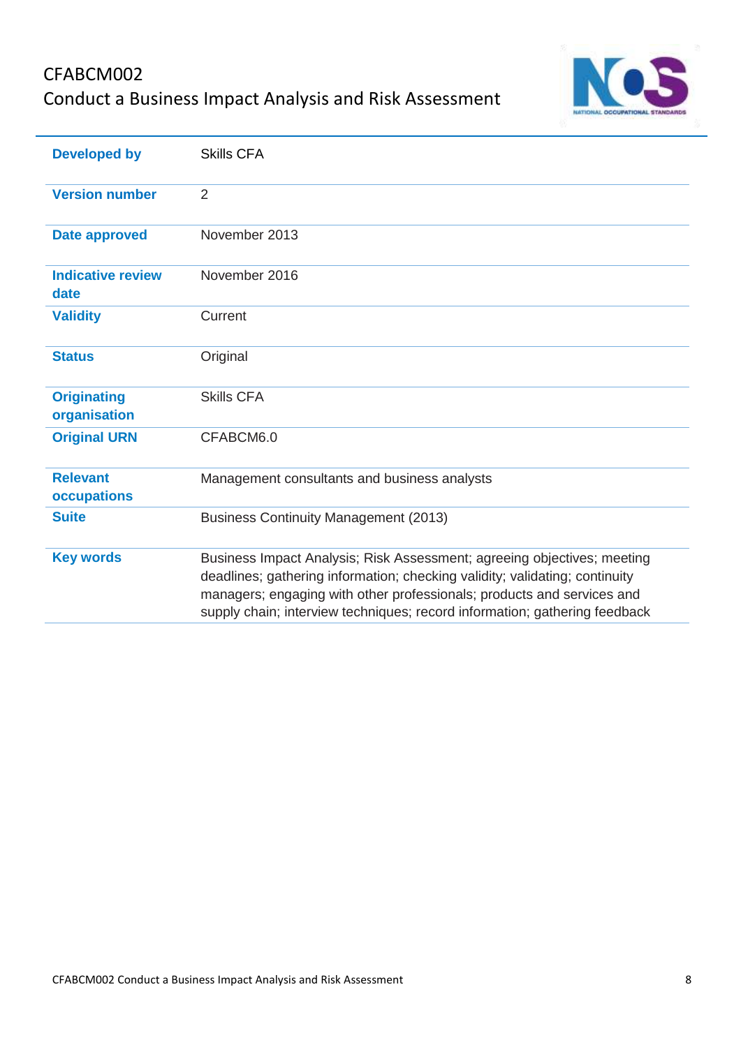# CFABCM002
## Conduct a Business Impact Analysis and Risk Assessment

| | |
|---|---|
| **Developed by** | Skills CFA |
| **Version number** | 2 |
| **Date approved** | November 2013 |
| **Indicative review date** | November 2016 |
| **Validity** | Current |
| **Status** | Original |
| **Originating organisation** | Skills CFA |
| **Original URN** | CFABCM6.0 |
| **Relevant occupations** | Management consultants and business analysts |
| **Suite** | Business Continuity Management (2013) |
| **Key words** | Business Impact Analysis; Risk Assessment; agreeing objectives; meeting deadlines; gathering information; checking validity; validating; continuity managers; engaging with other professionals; products and services and supply chain; interview techniques; record information; gathering feedback |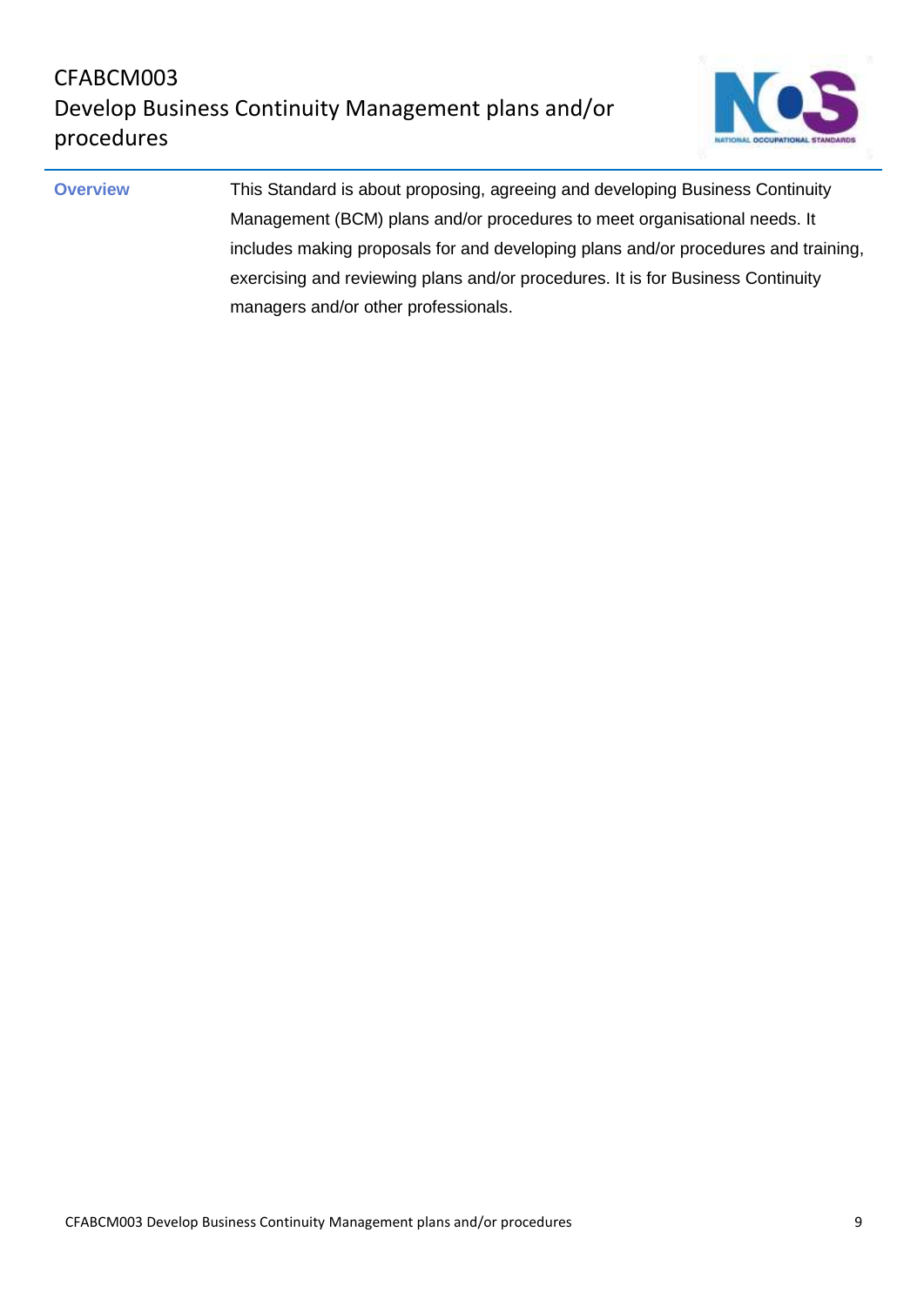# CFABCM003
# Develop Business Continuity Management plans and/or procedures

**Overview**

This Standard is about proposing, agreeing and developing Business Continuity Management (BCM) plans and/or procedures to meet organisational needs. It includes making proposals for and developing plans and/or procedures and training, exercising and reviewing plans and/or procedures. It is for Business Continuity managers and/or other professionals.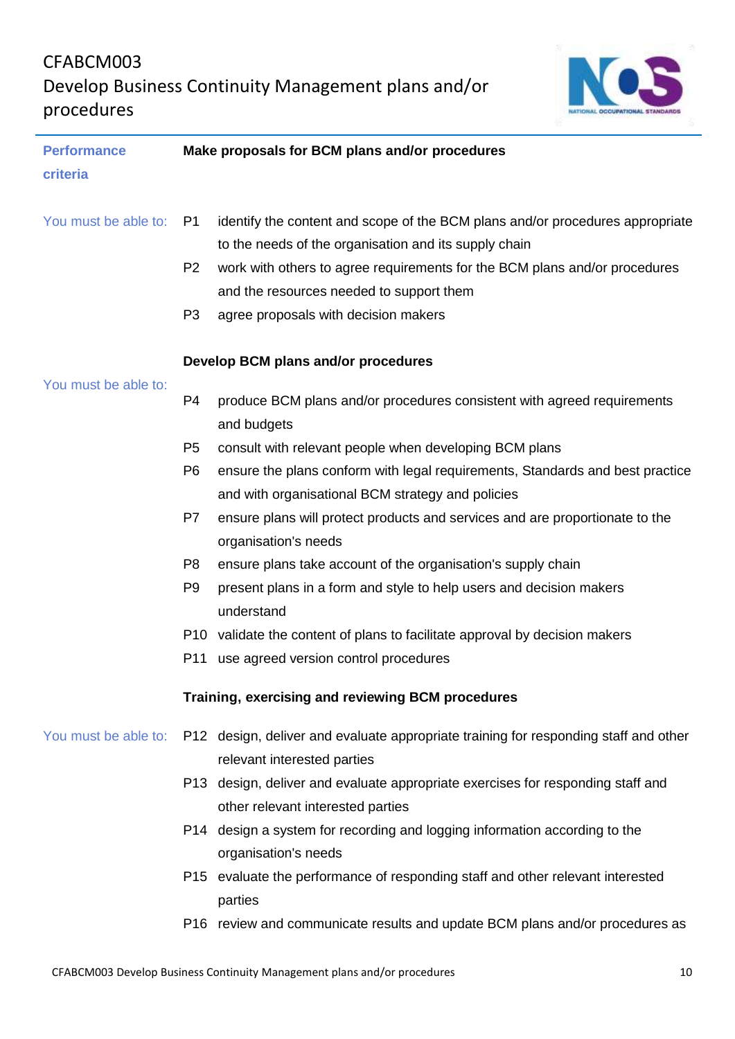## Performance criteria

### Make proposals for BCM plans and/or procedures

You must be able to:

- P1 identify the content and scope of the BCM plans and/or procedures appropriate to the needs of the organisation and its supply chain
- P2 work with others to agree requirements for the BCM plans and/or procedures and the resources needed to support them
- P3 agree proposals with decision makers

### Develop BCM plans and/or procedures

You must be able to:

- P4 produce BCM plans and/or procedures consistent with agreed requirements and budgets
- P5 consult with relevant people when developing BCM plans
- P6 ensure the plans conform with legal requirements, Standards and best practice and with organisational BCM strategy and policies
- P7 ensure plans will protect products and services and are proportionate to the organisation's needs
- P8 ensure plans take account of the organisation's supply chain
- P9 present plans in a form and style to help users and decision makers understand
- P10 validate the content of plans to facilitate approval by decision makers
- P11 use agreed version control procedures

### Training, exercising and reviewing BCM procedures

You must be able to:

- P12 design, deliver and evaluate appropriate training for responding staff and other relevant interested parties
- P13 design, deliver and evaluate appropriate exercises for responding staff and other relevant interested parties
- P14 design a system for recording and logging information according to the organisation's needs
- P15 evaluate the performance of responding staff and other relevant interested parties
- P16 review and communicate results and update BCM plans and/or procedures as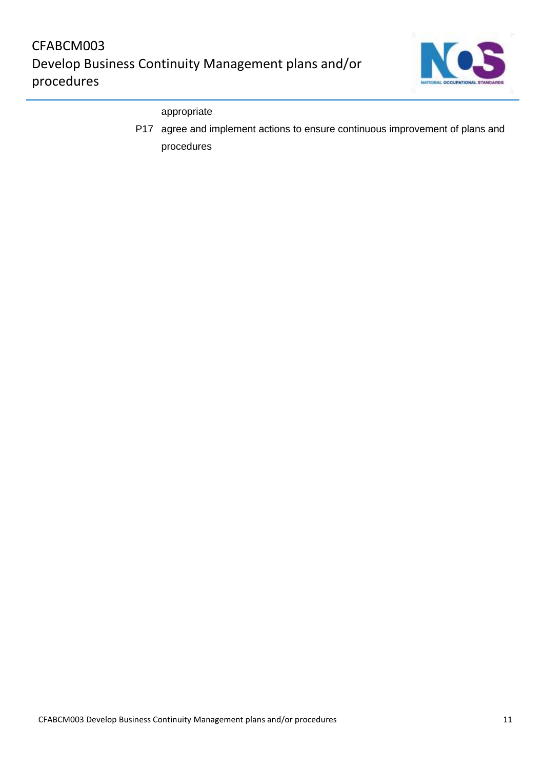appropriate

P17 agree and implement actions to ensure continuous improvement of plans and procedures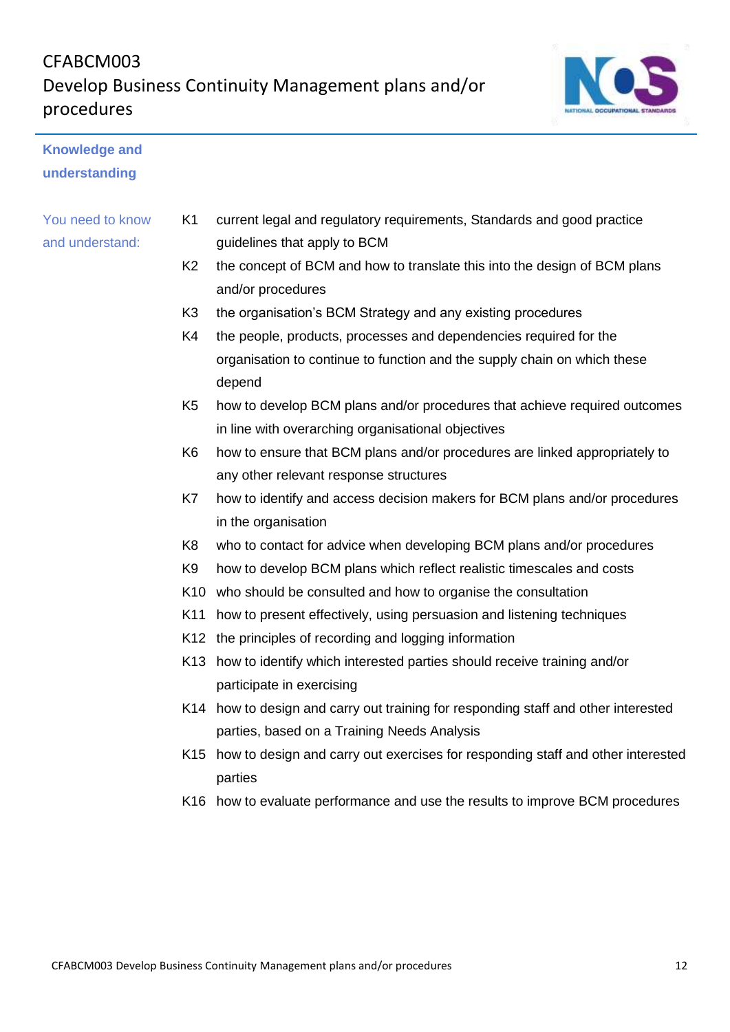## Knowledge and understanding

You need to know and understand:

| | |
|---|---|
| K1 | current legal and regulatory requirements, Standards and good practice guidelines that apply to BCM |
| K2 | the concept of BCM and how to translate this into the design of BCM plans and/or procedures |
| K3 | the organisation's BCM Strategy and any existing procedures |
| K4 | the people, products, processes and dependencies required for the organisation to continue to function and the supply chain on which these depend |
| K5 | how to develop BCM plans and/or procedures that achieve required outcomes in line with overarching organisational objectives |
| K6 | how to ensure that BCM plans and/or procedures are linked appropriately to any other relevant response structures |
| K7 | how to identify and access decision makers for BCM plans and/or procedures in the organisation |
| K8 | who to contact for advice when developing BCM plans and/or procedures |
| K9 | how to develop BCM plans which reflect realistic timescales and costs |
| K10 | who should be consulted and how to organise the consultation |
| K11 | how to present effectively, using persuasion and listening techniques |
| K12 | the principles of recording and logging information |
| K13 | how to identify which interested parties should receive training and/or participate in exercising |
| K14 | how to design and carry out training for responding staff and other interested parties, based on a Training Needs Analysis |
| K15 | how to design and carry out exercises for responding staff and other interested parties |
| K16 | how to evaluate performance and use the results to improve BCM procedures |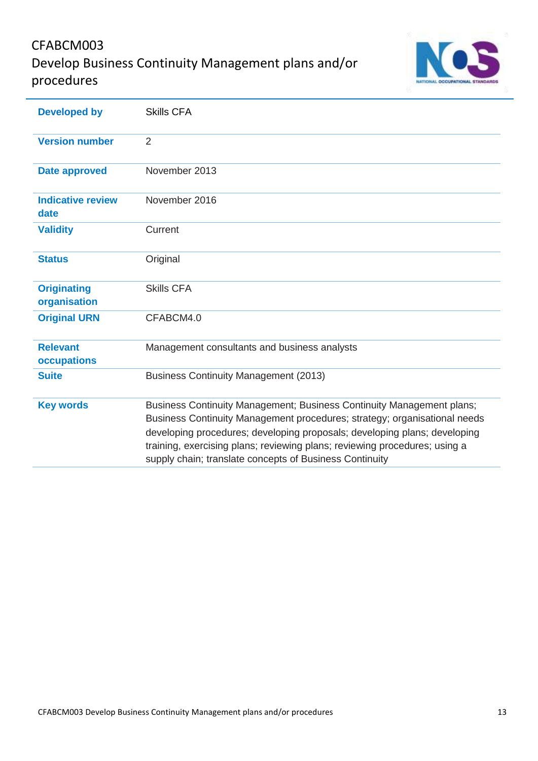# CFABCM003
## Develop Business Continuity Management plans and/or procedures

| | |
|---|---|
| **Developed by** | Skills CFA |
| **Version number** | 2 |
| **Date approved** | November 2013 |
| **Indicative review date** | November 2016 |
| **Validity** | Current |
| **Status** | Original |
| **Originating organisation** | Skills CFA |
| **Original URN** | CFABCM4.0 |
| **Relevant occupations** | Management consultants and business analysts |
| **Suite** | Business Continuity Management (2013) |
| **Key words** | Business Continuity Management; Business Continuity Management plans; Business Continuity Management procedures; strategy; organisational needs developing procedures; developing proposals; developing plans; developing training, exercising plans; reviewing plans; reviewing procedures; using a supply chain; translate concepts of Business Continuity |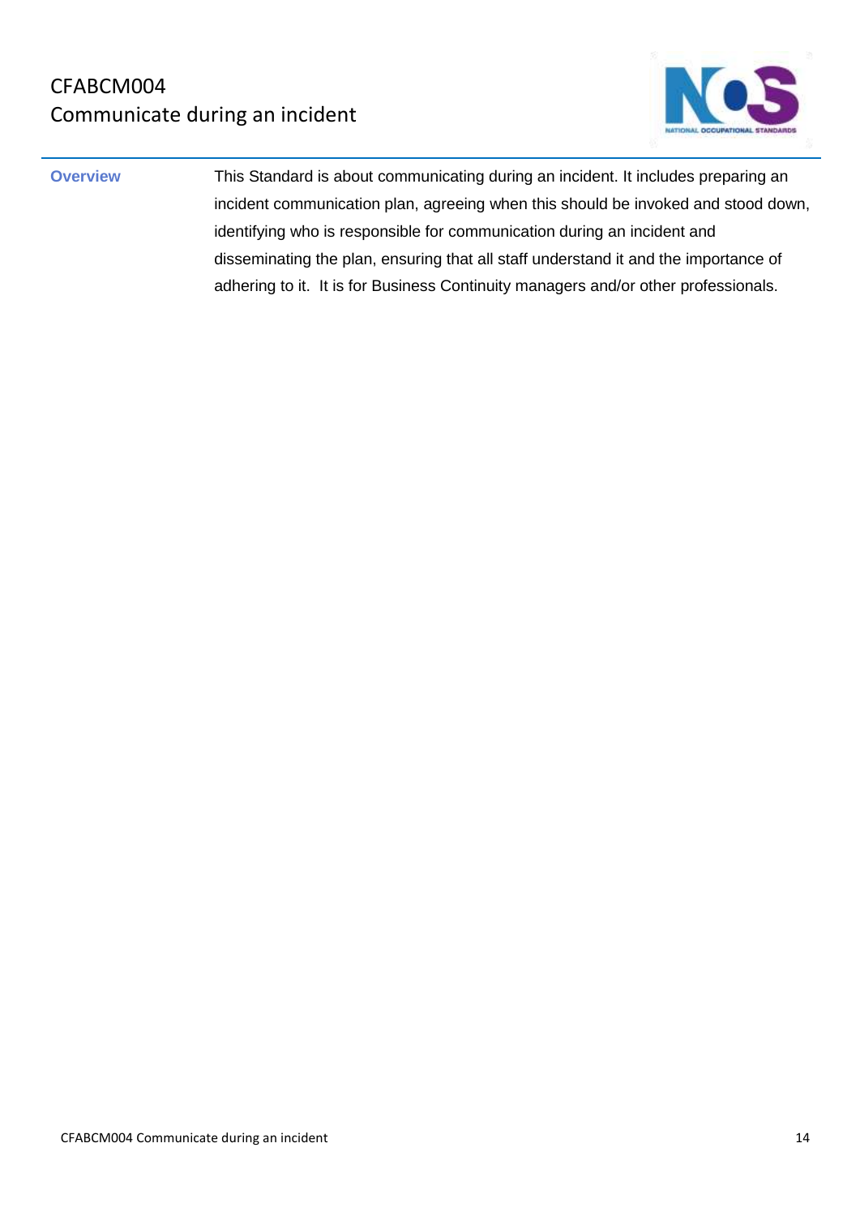# CFABCM004
# Communicate during an incident

| | |
|---|---|
| **Overview** | This Standard is about communicating during an incident. It includes preparing an incident communication plan, agreeing when this should be invoked and stood down, identifying who is responsible for communication during an incident and disseminating the plan, ensuring that all staff understand it and the importance of adhering to it.  It is for Business Continuity managers and/or other professionals. |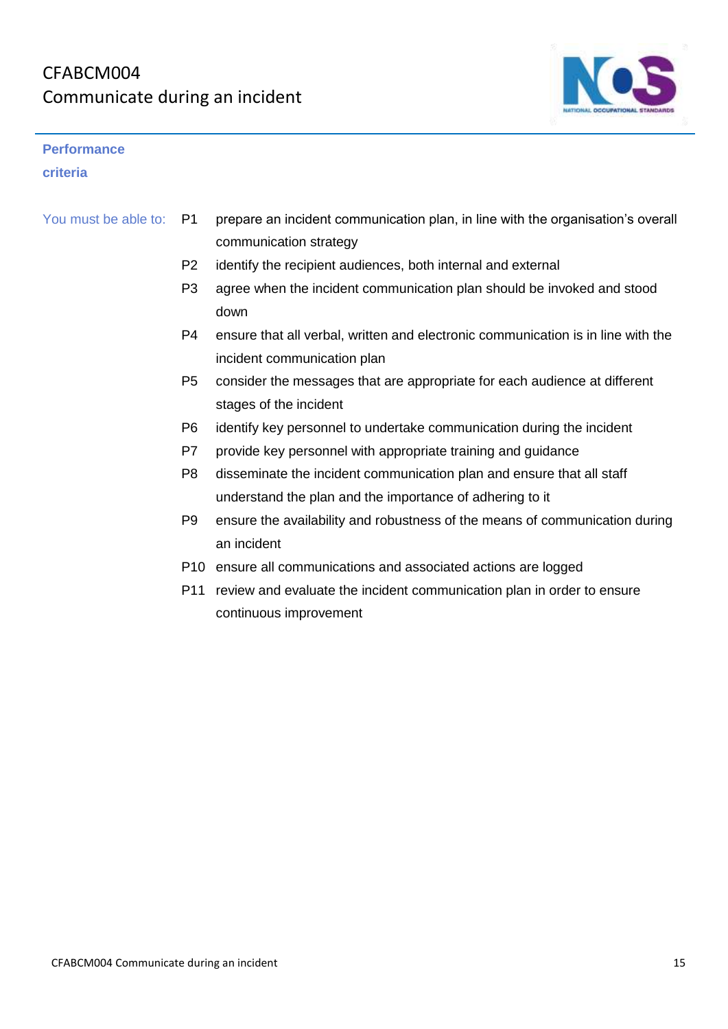# CFABCM004
# Communicate during an incident

## Performance criteria

You must be able to:

| | |
|---|---|
| P1 | prepare an incident communication plan, in line with the organisation's overall communication strategy |
| P2 | identify the recipient audiences, both internal and external |
| P3 | agree when the incident communication plan should be invoked and stood down |
| P4 | ensure that all verbal, written and electronic communication is in line with the incident communication plan |
| P5 | consider the messages that are appropriate for each audience at different stages of the incident |
| P6 | identify key personnel to undertake communication during the incident |
| P7 | provide key personnel with appropriate training and guidance |
| P8 | disseminate the incident communication plan and ensure that all staff understand the plan and the importance of adhering to it |
| P9 | ensure the availability and robustness of the means of communication during an incident |
| P10 | ensure all communications and associated actions are logged |
| P11 | review and evaluate the incident communication plan in order to ensure continuous improvement |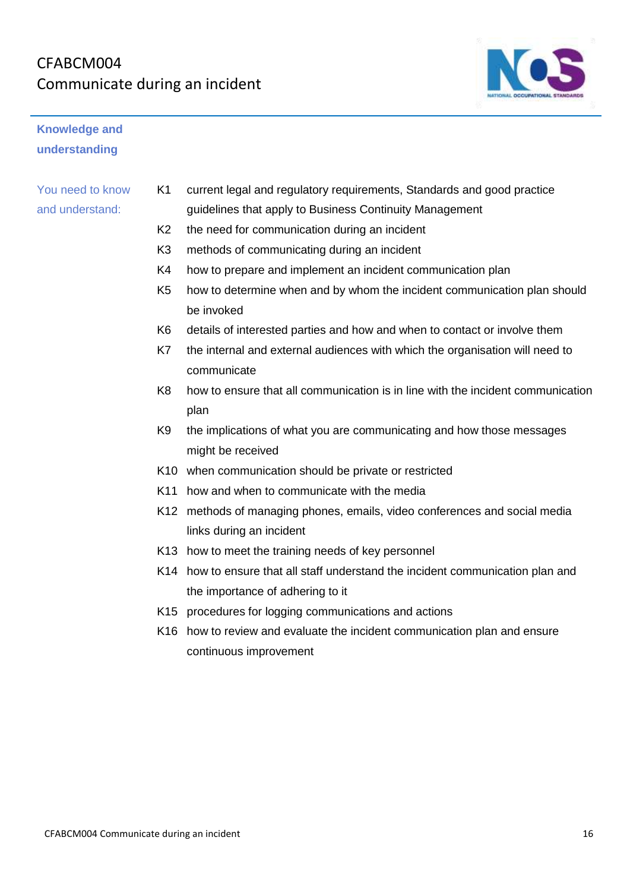# CFABCM004
# Communicate during an incident

## Knowledge and understanding

You need to know and understand:

- K1 current legal and regulatory requirements, Standards and good practice guidelines that apply to Business Continuity Management
- K2 the need for communication during an incident
- K3 methods of communicating during an incident
- K4 how to prepare and implement an incident communication plan
- K5 how to determine when and by whom the incident communication plan should be invoked
- K6 details of interested parties and how and when to contact or involve them
- K7 the internal and external audiences with which the organisation will need to communicate
- K8 how to ensure that all communication is in line with the incident communication plan
- K9 the implications of what you are communicating and how those messages might be received
- K10 when communication should be private or restricted
- K11 how and when to communicate with the media
- K12 methods of managing phones, emails, video conferences and social media links during an incident
- K13 how to meet the training needs of key personnel
- K14 how to ensure that all staff understand the incident communication plan and the importance of adhering to it
- K15 procedures for logging communications and actions
- K16 how to review and evaluate the incident communication plan and ensure continuous improvement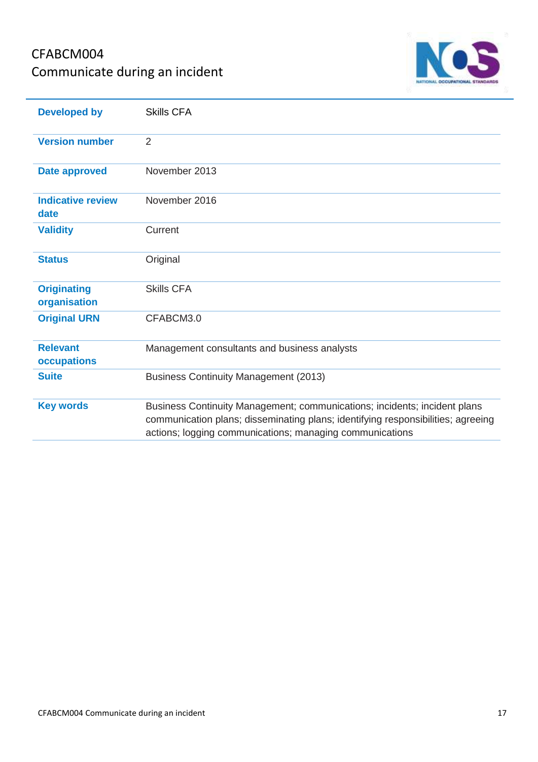# CFABCM004
## Communicate during an incident

| | |
|---|---|
| **Developed by** | Skills CFA |
| **Version number** | 2 |
| **Date approved** | November 2013 |
| **Indicative review date** | November 2016 |
| **Validity** | Current |
| **Status** | Original |
| **Originating organisation** | Skills CFA |
| **Original URN** | CFABCM3.0 |
| **Relevant occupations** | Management consultants and business analysts |
| **Suite** | Business Continuity Management (2013) |
| **Key words** | Business Continuity Management; communications; incidents; incident plans communication plans; disseminating plans; identifying responsibilities; agreeing actions; logging communications; managing communications |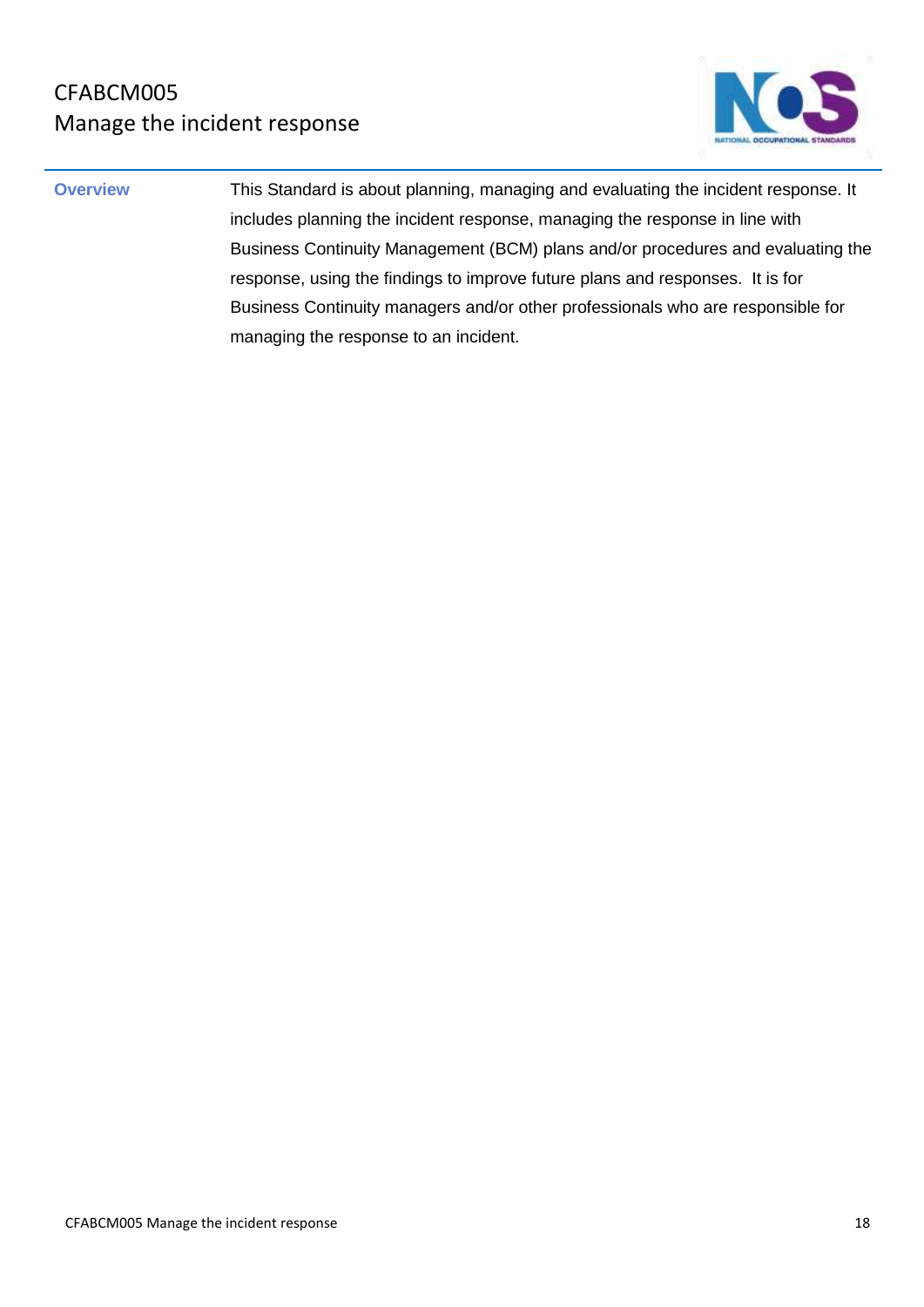# CFABCM005
# Manage the incident response

| | |
|---|---|
| **Overview** | This Standard is about planning, managing and evaluating the incident response. It includes planning the incident response, managing the response in line with Business Continuity Management (BCM) plans and/or procedures and evaluating the response, using the findings to improve future plans and responses. It is for Business Continuity managers and/or other professionals who are responsible for managing the response to an incident. |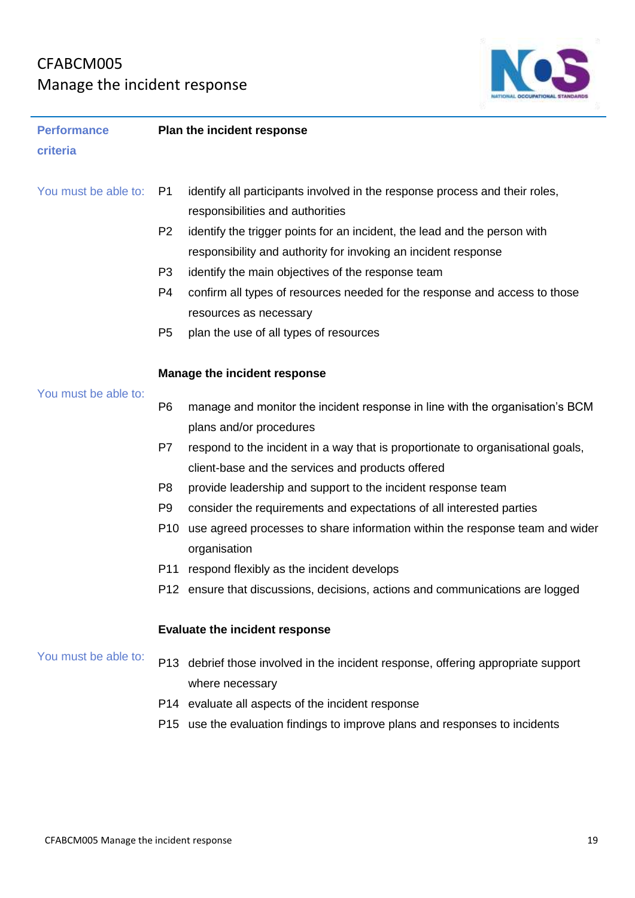# CFABCM005
## Manage the incident response

**Performance criteria**

### Plan the incident response

You must be able to:

- P1 identify all participants involved in the response process and their roles, responsibilities and authorities
- P2 identify the trigger points for an incident, the lead and the person with responsibility and authority for invoking an incident response
- P3 identify the main objectives of the response team
- P4 confirm all types of resources needed for the response and access to those resources as necessary
- P5 plan the use of all types of resources

### Manage the incident response

You must be able to:

- P6 manage and monitor the incident response in line with the organisation's BCM plans and/or procedures
- P7 respond to the incident in a way that is proportionate to organisational goals, client-base and the services and products offered
- P8 provide leadership and support to the incident response team
- P9 consider the requirements and expectations of all interested parties
- P10 use agreed processes to share information within the response team and wider organisation
- P11 respond flexibly as the incident develops
- P12 ensure that discussions, decisions, actions and communications are logged

### Evaluate the incident response

You must be able to:

- P13 debrief those involved in the incident response, offering appropriate support where necessary
- P14 evaluate all aspects of the incident response
- P15 use the evaluation findings to improve plans and responses to incidents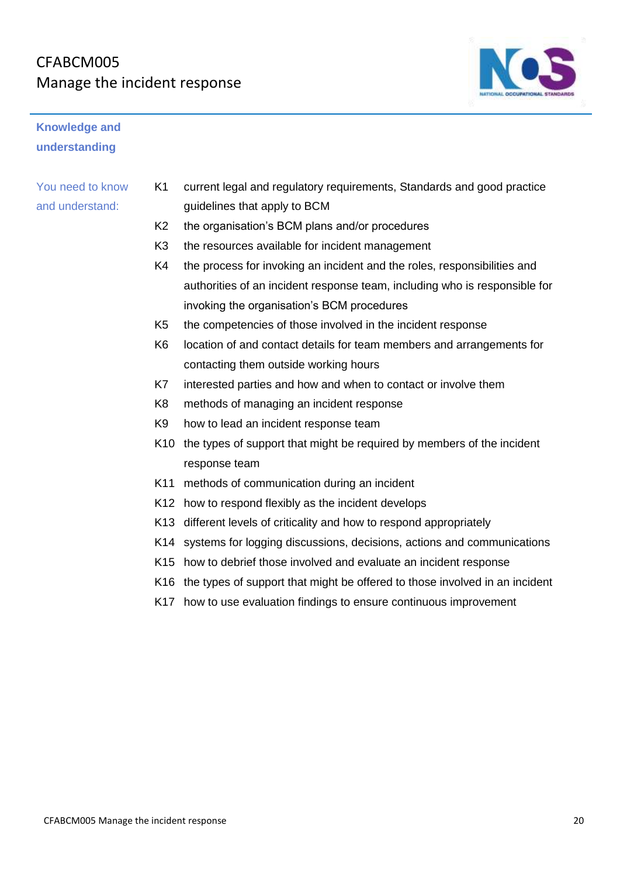## Knowledge and understanding

**You need to know and understand:**

| | |
|---|---|
| K1 | current legal and regulatory requirements, Standards and good practice guidelines that apply to BCM |
| K2 | the organisation's BCM plans and/or procedures |
| K3 | the resources available for incident management |
| K4 | the process for invoking an incident and the roles, responsibilities and authorities of an incident response team, including who is responsible for invoking the organisation's BCM procedures |
| K5 | the competencies of those involved in the incident response |
| K6 | location of and contact details for team members and arrangements for contacting them outside working hours |
| K7 | interested parties and how and when to contact or involve them |
| K8 | methods of managing an incident response |
| K9 | how to lead an incident response team |
| K10 | the types of support that might be required by members of the incident response team |
| K11 | methods of communication during an incident |
| K12 | how to respond flexibly as the incident develops |
| K13 | different levels of criticality and how to respond appropriately |
| K14 | systems for logging discussions, decisions, actions and communications |
| K15 | how to debrief those involved and evaluate an incident response |
| K16 | the types of support that might be offered to those involved in an incident |
| K17 | how to use evaluation findings to ensure continuous improvement |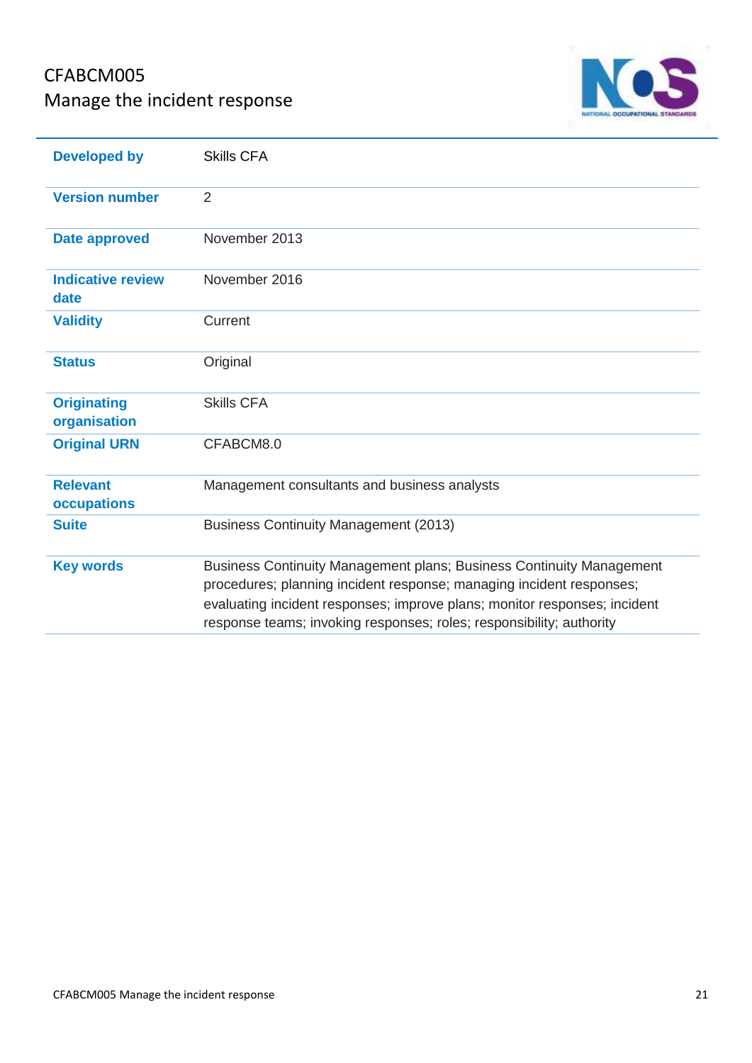# CFABCM005
## Manage the incident response

| | |
|---|---|
| **Developed by** | Skills CFA |
| **Version number** | 2 |
| **Date approved** | November 2013 |
| **Indicative review date** | November 2016 |
| **Validity** | Current |
| **Status** | Original |
| **Originating organisation** | Skills CFA |
| **Original URN** | CFABCM8.0 |
| **Relevant occupations** | Management consultants and business analysts |
| **Suite** | Business Continuity Management (2013) |
| **Key words** | Business Continuity Management plans; Business Continuity Management procedures; planning incident response; managing incident responses; evaluating incident responses; improve plans; monitor responses; incident response teams; invoking responses; roles; responsibility; authority |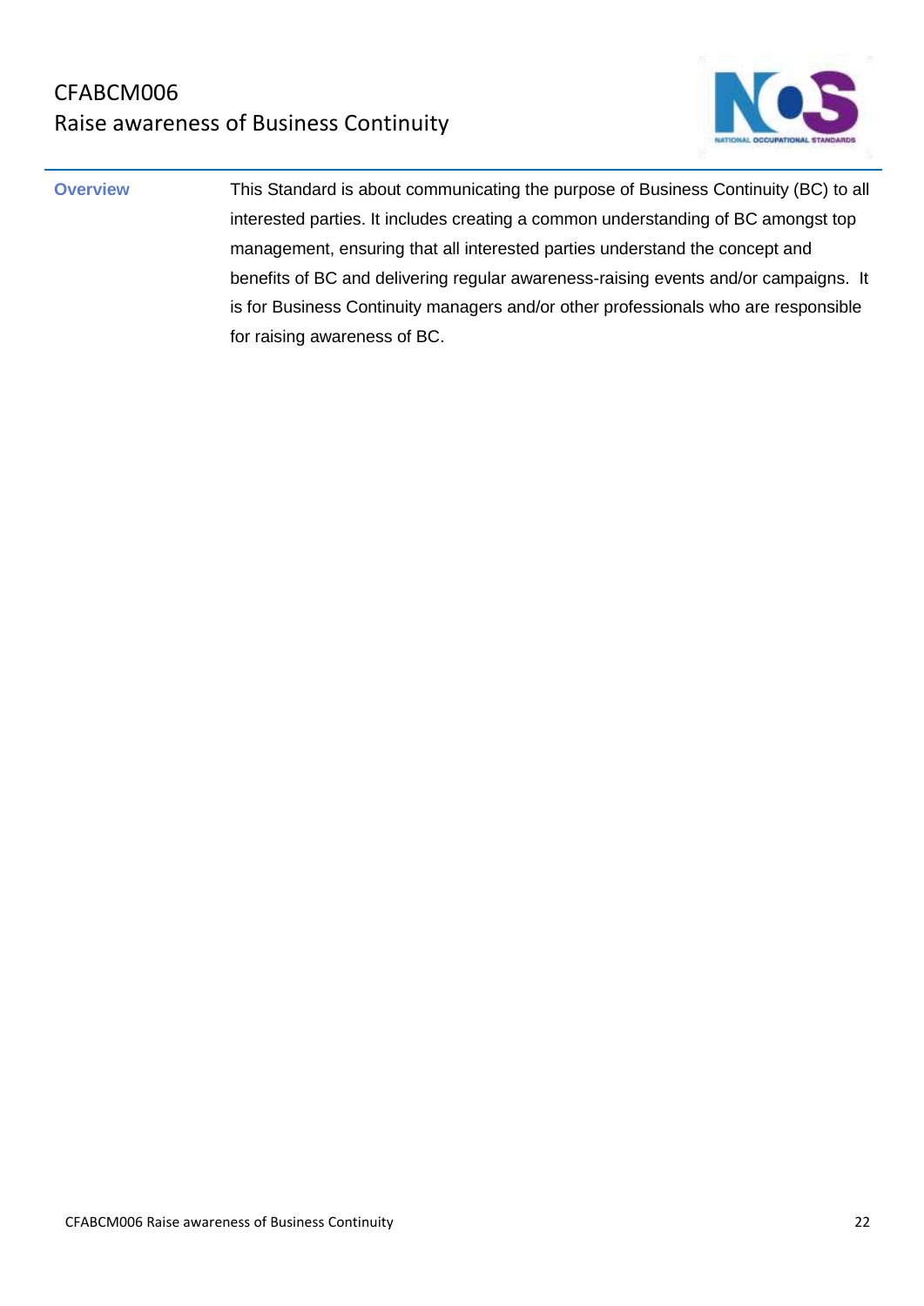# CFABCM006
## Raise awareness of Business Continuity

| | |
|---|---|
| **Overview** | This Standard is about communicating the purpose of Business Continuity (BC) to all interested parties. It includes creating a common understanding of BC amongst top management, ensuring that all interested parties understand the concept and benefits of BC and delivering regular awareness-raising events and/or campaigns. It is for Business Continuity managers and/or other professionals who are responsible for raising awareness of BC. |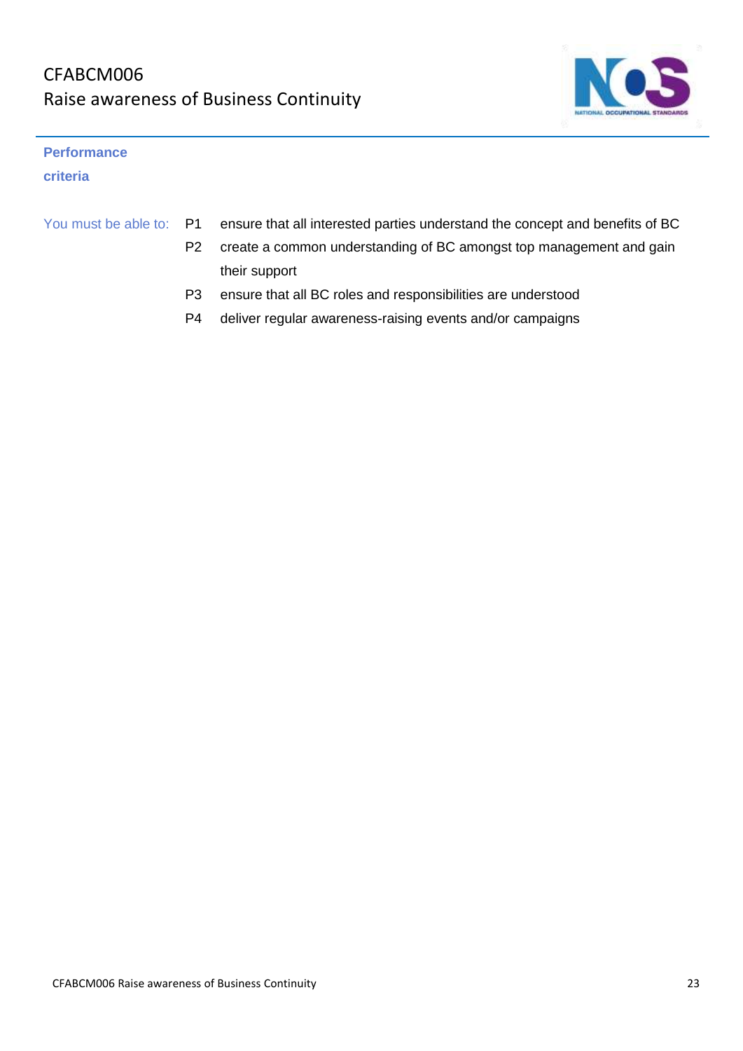# CFABCM006
# Raise awareness of Business Continuity

## Performance criteria

You must be able to:

| | |
|---|---|
| P1 | ensure that all interested parties understand the concept and benefits of BC |
| P2 | create a common understanding of BC amongst top management and gain their support |
| P3 | ensure that all BC roles and responsibilities are understood |
| P4 | deliver regular awareness-raising events and/or campaigns |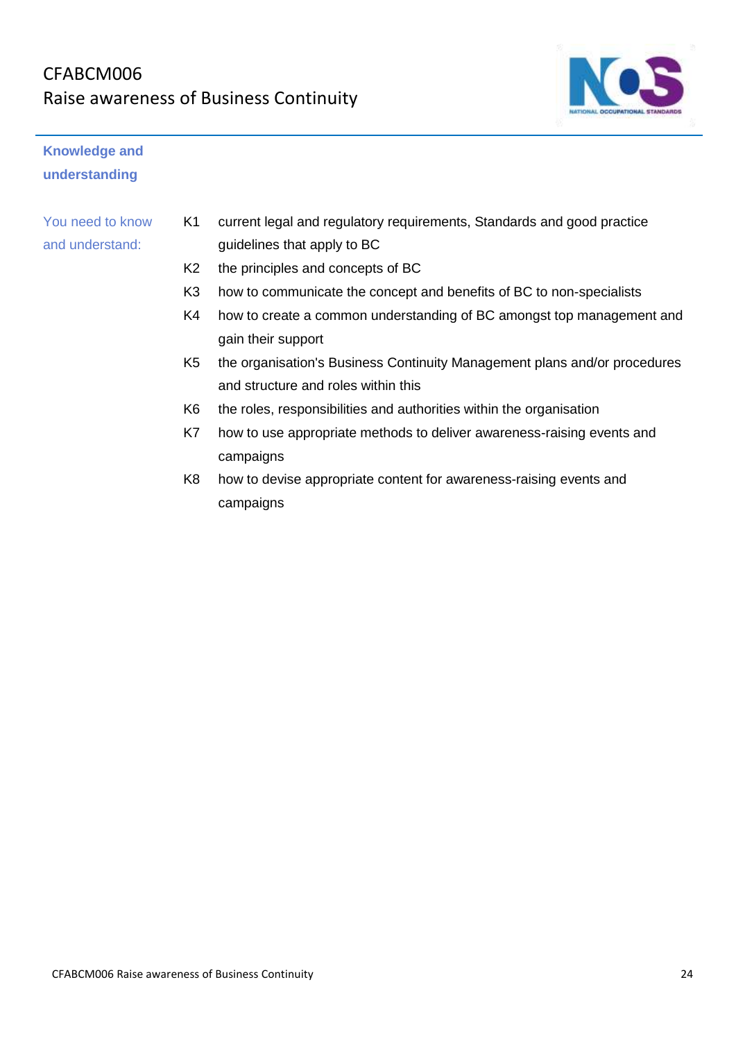## Knowledge and understanding

You need to know and understand:

| | |
|---|---|
| K1 | current legal and regulatory requirements, Standards and good practice guidelines that apply to BC |
| K2 | the principles and concepts of BC |
| K3 | how to communicate the concept and benefits of BC to non-specialists |
| K4 | how to create a common understanding of BC amongst top management and gain their support |
| K5 | the organisation's Business Continuity Management plans and/or procedures and structure and roles within this |
| K6 | the roles, responsibilities and authorities within the organisation |
| K7 | how to use appropriate methods to deliver awareness-raising events and campaigns |
| K8 | how to devise appropriate content for awareness-raising events and campaigns |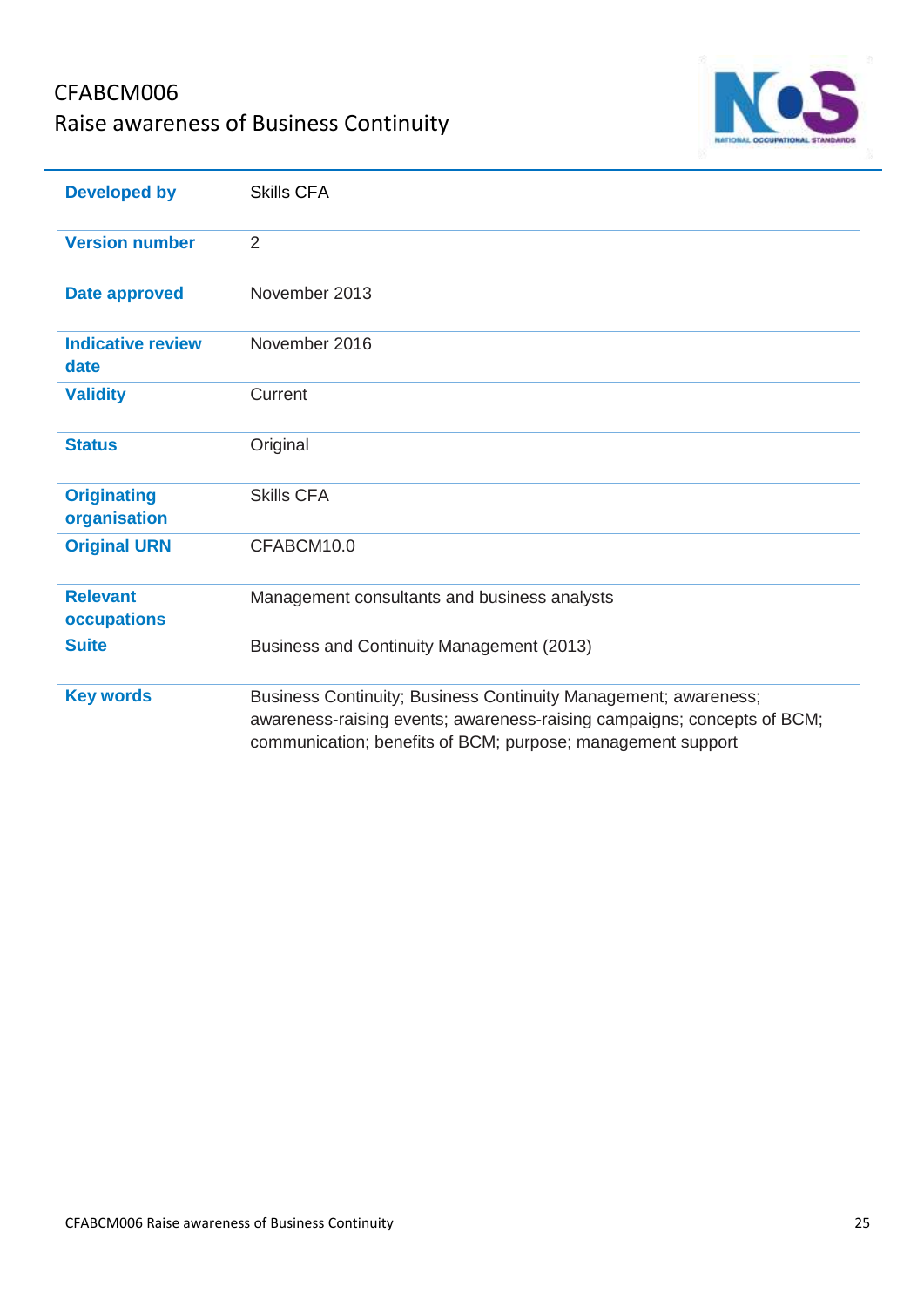# CFABCM006
## Raise awareness of Business Continuity

| | |
|---|---|
| **Developed by** | Skills CFA |
| **Version number** | 2 |
| **Date approved** | November 2013 |
| **Indicative review date** | November 2016 |
| **Validity** | Current |
| **Status** | Original |
| **Originating organisation** | Skills CFA |
| **Original URN** | CFABCM10.0 |
| **Relevant occupations** | Management consultants and business analysts |
| **Suite** | Business and Continuity Management (2013) |
| **Key words** | Business Continuity; Business Continuity Management; awareness; awareness-raising events; awareness-raising campaigns; concepts of BCM; communication; benefits of BCM; purpose; management support |